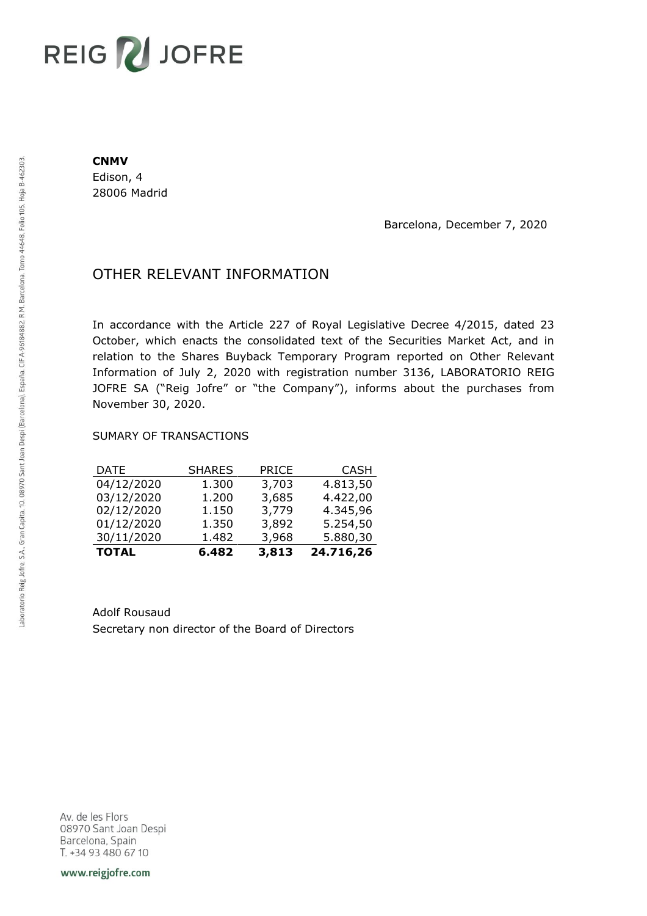REIG JOFRE

**CNMV**
Edison, 4
28006 Madrid

Barcelona, December 7, 2020

# OTHER RELEVANT INFORMATION

In accordance with the Article 227 of Royal Legislative Decree 4/2015, dated 23 October, which enacts the consolidated text of the Securities Market Act, and in relation to the Shares Buyback Temporary Program reported on Other Relevant Information of July 2, 2020 with registration number 3136, LABORATORIO REIG JOFRE SA ("Reig Jofre" or "the Company"), informs about the purchases from November 30, 2020.

SUMARY OF TRANSACTIONS

| DATE | SHARES | PRICE | CASH |
|---|---:|---:|---:|
| 04/12/2020 | 1.300 | 3,703 | 4.813,50 |
| 03/12/2020 | 1.200 | 3,685 | 4.422,00 |
| 02/12/2020 | 1.150 | 3,779 | 4.345,96 |
| 01/12/2020 | 1.350 | 3,892 | 5.254,50 |
| 30/11/2020 | 1.482 | 3,968 | 5.880,30 |
| **TOTAL** | **6.482** | **3,813** | **24.716,26** |

Adolf Rousaud
Secretary non director of the Board of Directors

Laboratorio Reig Jofre, S.A., Gran Capita, 10, 08970 Sant Joan Despi (Barcelona), España. CIF A-96184882. R.M. Barcelona, Tomo 44648, Folio 105, Hoja B-462303.

Av. de les Flors
08970 Sant Joan Despi
Barcelona, Spain
T. +34 93 480 67 10

www.reigjofre.com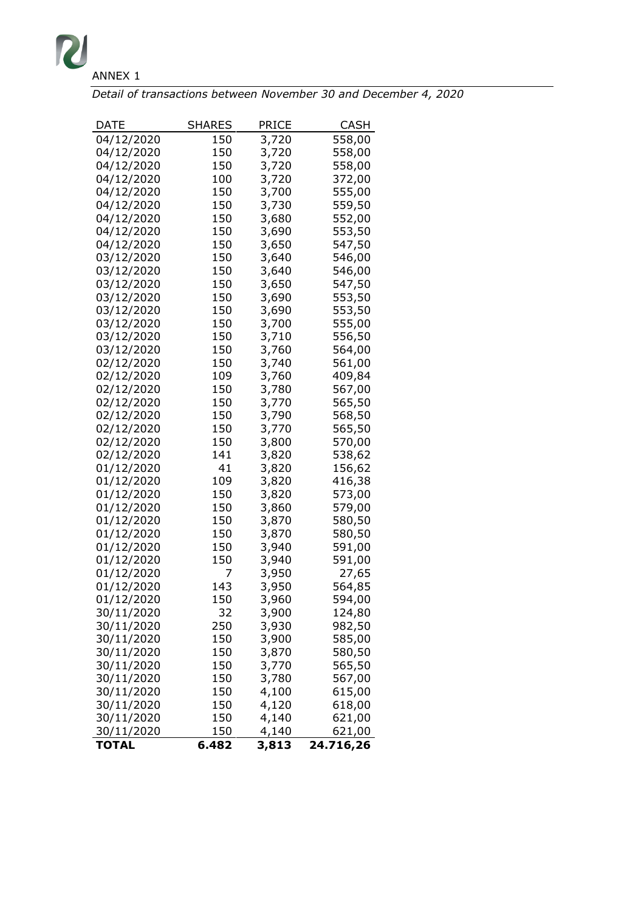ANNEX 1

*Detail of transactions between November 30 and December 4, 2020*

| DATE | SHARES | PRICE | CASH |
|---|---|---|---|
| 04/12/2020 | 150 | 3,720 | 558,00 |
| 04/12/2020 | 150 | 3,720 | 558,00 |
| 04/12/2020 | 150 | 3,720 | 558,00 |
| 04/12/2020 | 100 | 3,720 | 372,00 |
| 04/12/2020 | 150 | 3,700 | 555,00 |
| 04/12/2020 | 150 | 3,730 | 559,50 |
| 04/12/2020 | 150 | 3,680 | 552,00 |
| 04/12/2020 | 150 | 3,690 | 553,50 |
| 04/12/2020 | 150 | 3,650 | 547,50 |
| 03/12/2020 | 150 | 3,640 | 546,00 |
| 03/12/2020 | 150 | 3,640 | 546,00 |
| 03/12/2020 | 150 | 3,650 | 547,50 |
| 03/12/2020 | 150 | 3,690 | 553,50 |
| 03/12/2020 | 150 | 3,690 | 553,50 |
| 03/12/2020 | 150 | 3,700 | 555,00 |
| 03/12/2020 | 150 | 3,710 | 556,50 |
| 03/12/2020 | 150 | 3,760 | 564,00 |
| 02/12/2020 | 150 | 3,740 | 561,00 |
| 02/12/2020 | 109 | 3,760 | 409,84 |
| 02/12/2020 | 150 | 3,780 | 567,00 |
| 02/12/2020 | 150 | 3,770 | 565,50 |
| 02/12/2020 | 150 | 3,790 | 568,50 |
| 02/12/2020 | 150 | 3,770 | 565,50 |
| 02/12/2020 | 150 | 3,800 | 570,00 |
| 02/12/2020 | 141 | 3,820 | 538,62 |
| 01/12/2020 | 41 | 3,820 | 156,62 |
| 01/12/2020 | 109 | 3,820 | 416,38 |
| 01/12/2020 | 150 | 3,820 | 573,00 |
| 01/12/2020 | 150 | 3,860 | 579,00 |
| 01/12/2020 | 150 | 3,870 | 580,50 |
| 01/12/2020 | 150 | 3,870 | 580,50 |
| 01/12/2020 | 150 | 3,940 | 591,00 |
| 01/12/2020 | 150 | 3,940 | 591,00 |
| 01/12/2020 | 7 | 3,950 | 27,65 |
| 01/12/2020 | 143 | 3,950 | 564,85 |
| 01/12/2020 | 150 | 3,960 | 594,00 |
| 30/11/2020 | 32 | 3,900 | 124,80 |
| 30/11/2020 | 250 | 3,930 | 982,50 |
| 30/11/2020 | 150 | 3,900 | 585,00 |
| 30/11/2020 | 150 | 3,870 | 580,50 |
| 30/11/2020 | 150 | 3,770 | 565,50 |
| 30/11/2020 | 150 | 3,780 | 567,00 |
| 30/11/2020 | 150 | 4,100 | 615,00 |
| 30/11/2020 | 150 | 4,120 | 618,00 |
| 30/11/2020 | 150 | 4,140 | 621,00 |
| 30/11/2020 | 150 | 4,140 | 621,00 |
| **TOTAL** | **6.482** | **3,813** | **24.716,26** |